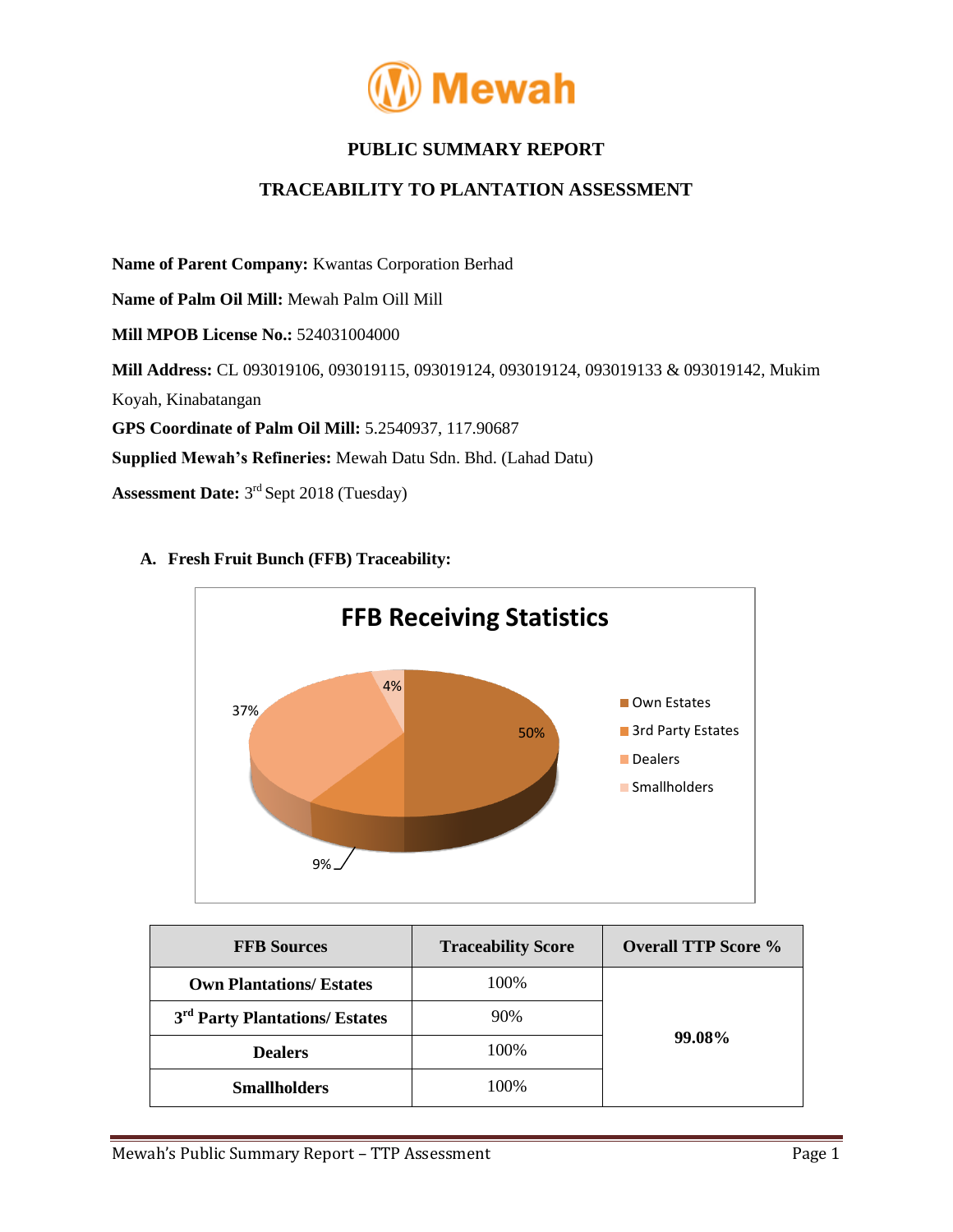# PUBLIC SUMMARY REPORT

## TRACEABILITY TO PLANTATION ASSESSMENT

**Name of Parent Company:** Kwantas Corporation Berhad

**Name of Palm Oil Mill:** Mewah Palm Oill Mill

**Mill MPOB License No.:** 524031004000

**Mill Address:** CL 093019106, 093019115, 093019124, 093019124, 093019133 & 093019142, Mukim Koyah, Kinabatangan

**GPS Coordinate of Palm Oil Mill:** 5.2540937, 117.90687

**Supplied Mewah's Refineries:** Mewah Datu Sdn. Bhd. (Lahad Datu)

**Assessment Date:** 3rd Sept 2018 (Tuesday)

### A. Fresh Fruit Bunch (FFB) Traceability:

**FFB Receiving Statistics**

- Own Estates: 50%
- 3rd Party Estates: 9%
- Dealers: 37%
- Smallholders: 4%

| FFB Sources | Traceability Score | Overall TTP Score % |
|---|---|---|
| **Own Plantations/ Estates** | 100% | **99.08%** |
| **3rd Party Plantations/ Estates** | 90% | |
| **Dealers** | 100% | |
| **Smallholders** | 100% | |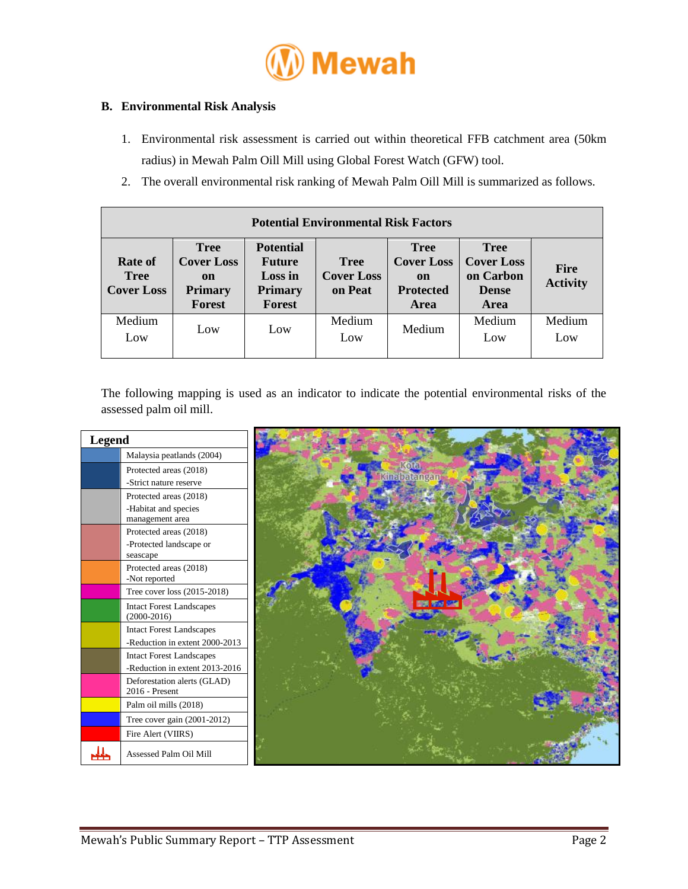## B. Environmental Risk Analysis

1. Environmental risk assessment is carried out within theoretical FFB catchment area (50km radius) in Mewah Palm Oill Mill using Global Forest Watch (GFW) tool.
2. The overall environmental risk ranking of Mewah Palm Oill Mill is summarized as follows.

| Potential Environmental Risk Factors | | | | | | |
|---|---|---|---|---|---|---|
| **Rate of Tree Cover Loss** | **Tree Cover Loss on Primary Forest** | **Potential Future Loss in Primary Forest** | **Tree Cover Loss on Peat** | **Tree Cover Loss on Protected Area** | **Tree Cover Loss on Carbon Dense Area** | **Fire Activity** |
| Medium Low | Low | Low | Medium Low | Medium | Medium Low | Medium Low |

The following mapping is used as an indicator to indicate the potential environmental risks of the assessed palm oil mill.

| Legend | |
|---|---|
| | Malaysia peatlands (2004) |
| | Protected areas (2018) -Strict nature reserve |
| | Protected areas (2018) -Habitat and species management area |
| | Protected areas (2018) -Protected landscape or seascape |
| | Protected areas (2018) -Not reported |
| | Tree cover loss (2015-2018) |
| | Intact Forest Landscapes (2000-2016) |
| | Intact Forest Landscapes -Reduction in extent 2000-2013 |
| | Intact Forest Landscapes -Reduction in extent 2013-2016 |
| | Deforestation alerts (GLAD) 2016 - Present |
| | Palm oil mills (2018) |
| | Tree cover gain (2001-2012) |
| | Fire Alert (VIIRS) |
| | Assessed Palm Oil Mill |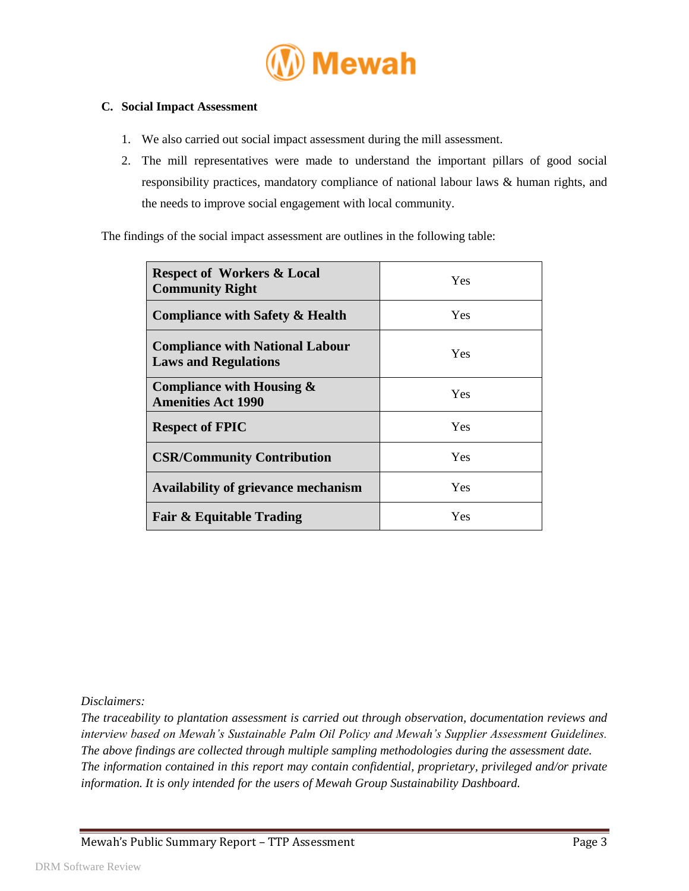### C. Social Impact Assessment

1. We also carried out social impact assessment during the mill assessment.
2. The mill representatives were made to understand the important pillars of good social responsibility practices, mandatory compliance of national labour laws & human rights, and the needs to improve social engagement with local community.

The findings of the social impact assessment are outlines in the following table:

| | |
|---|---|
| **Respect of Workers & Local Community Right** | Yes |
| **Compliance with Safety & Health** | Yes |
| **Compliance with National Labour Laws and Regulations** | Yes |
| **Compliance with Housing & Amenities Act 1990** | Yes |
| **Respect of FPIC** | Yes |
| **CSR/Community Contribution** | Yes |
| **Availability of grievance mechanism** | Yes |
| **Fair & Equitable Trading** | Yes |

*Disclaimers:*
*The traceability to plantation assessment is carried out through observation, documentation reviews and interview based on Mewah's Sustainable Palm Oil Policy and Mewah's Supplier Assessment Guidelines. The above findings are collected through multiple sampling methodologies during the assessment date. The information contained in this report may contain confidential, proprietary, privileged and/or private information. It is only intended for the users of Mewah Group Sustainability Dashboard.*